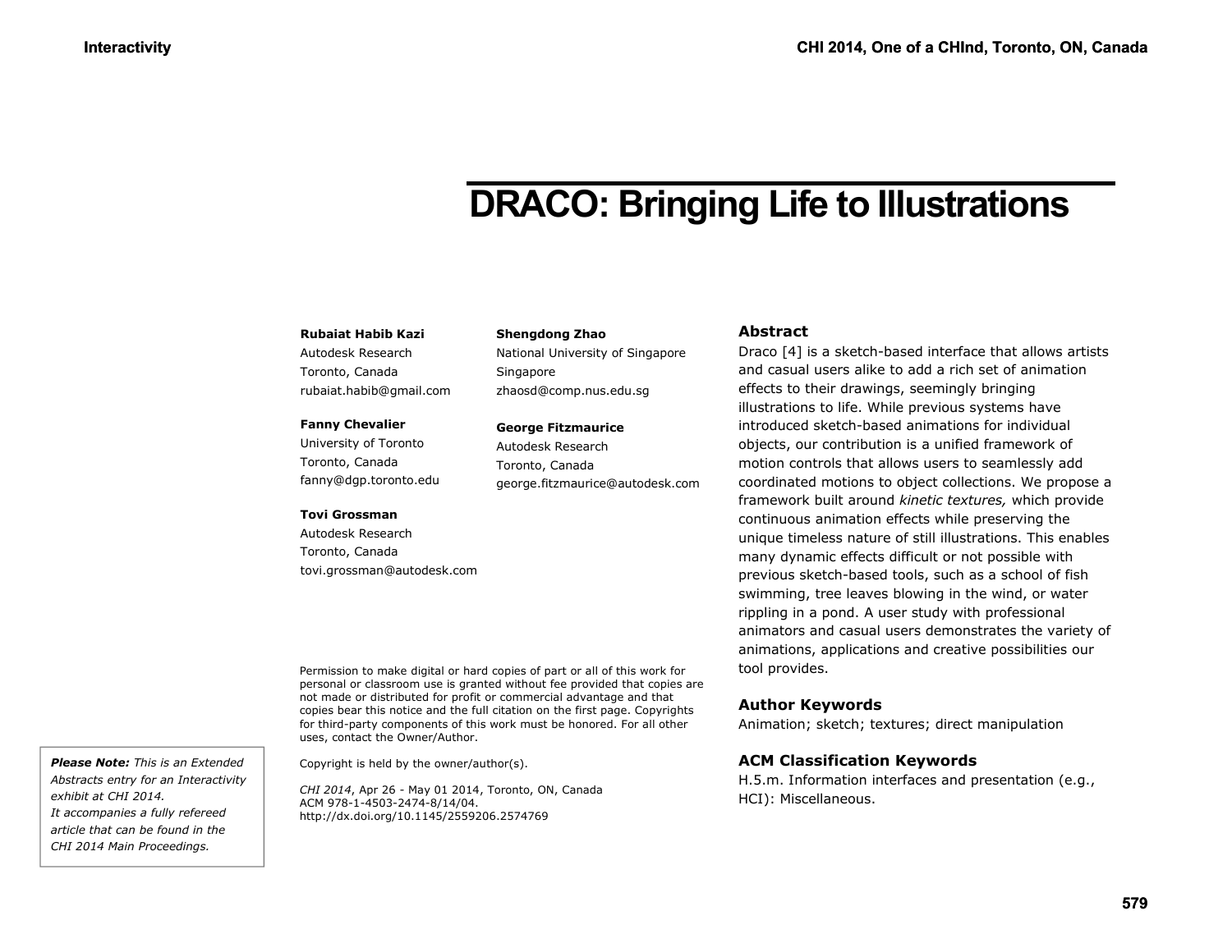# DRACO: Bringing Life to Illustrations

**Rubaiat Habib Kazi**
Autodesk Research
Toronto, Canada
rubaiat.habib@gmail.com

**Fanny Chevalier**
University of Toronto
Toronto, Canada
fanny@dgp.toronto.edu

**Tovi Grossman**
Autodesk Research
Toronto, Canada
tovi.grossman@autodesk.com

**Shengdong Zhao**
National University of Singapore
Singapore
zhaosd@comp.nus.edu.sg

**George Fitzmaurice**
Autodesk Research
Toronto, Canada
george.fitzmaurice@autodesk.com

Permission to make digital or hard copies of part or all of this work for personal or classroom use is granted without fee provided that copies are not made or distributed for profit or commercial advantage and that copies bear this notice and the full citation on the first page. Copyrights for third-party components of this work must be honored. For all other uses, contact the Owner/Author.

Copyright is held by the owner/author(s).

*CHI 2014*, Apr 26 - May 01 2014, Toronto, ON, Canada
ACM 978-1-4503-2474-8/14/04.
http://dx.doi.org/10.1145/2559206.2574769

***Please Note:*** *This is an Extended Abstracts entry for an Interactivity exhibit at CHI 2014. It accompanies a fully refereed article that can be found in the CHI 2014 Main Proceedings.*

## Abstract

Draco [4] is a sketch-based interface that allows artists and casual users alike to add a rich set of animation effects to their drawings, seemingly bringing illustrations to life. While previous systems have introduced sketch-based animations for individual objects, our contribution is a unified framework of motion controls that allows users to seamlessly add coordinated motions to object collections. We propose a framework built around *kinetic textures,* which provide continuous animation effects while preserving the unique timeless nature of still illustrations. This enables many dynamic effects difficult or not possible with previous sketch-based tools, such as a school of fish swimming, tree leaves blowing in the wind, or water rippling in a pond. A user study with professional animators and casual users demonstrates the variety of animations, applications and creative possibilities our tool provides.

## Author Keywords

Animation; sketch; textures; direct manipulation

## ACM Classification Keywords

H.5.m. Information interfaces and presentation (e.g., HCI): Miscellaneous.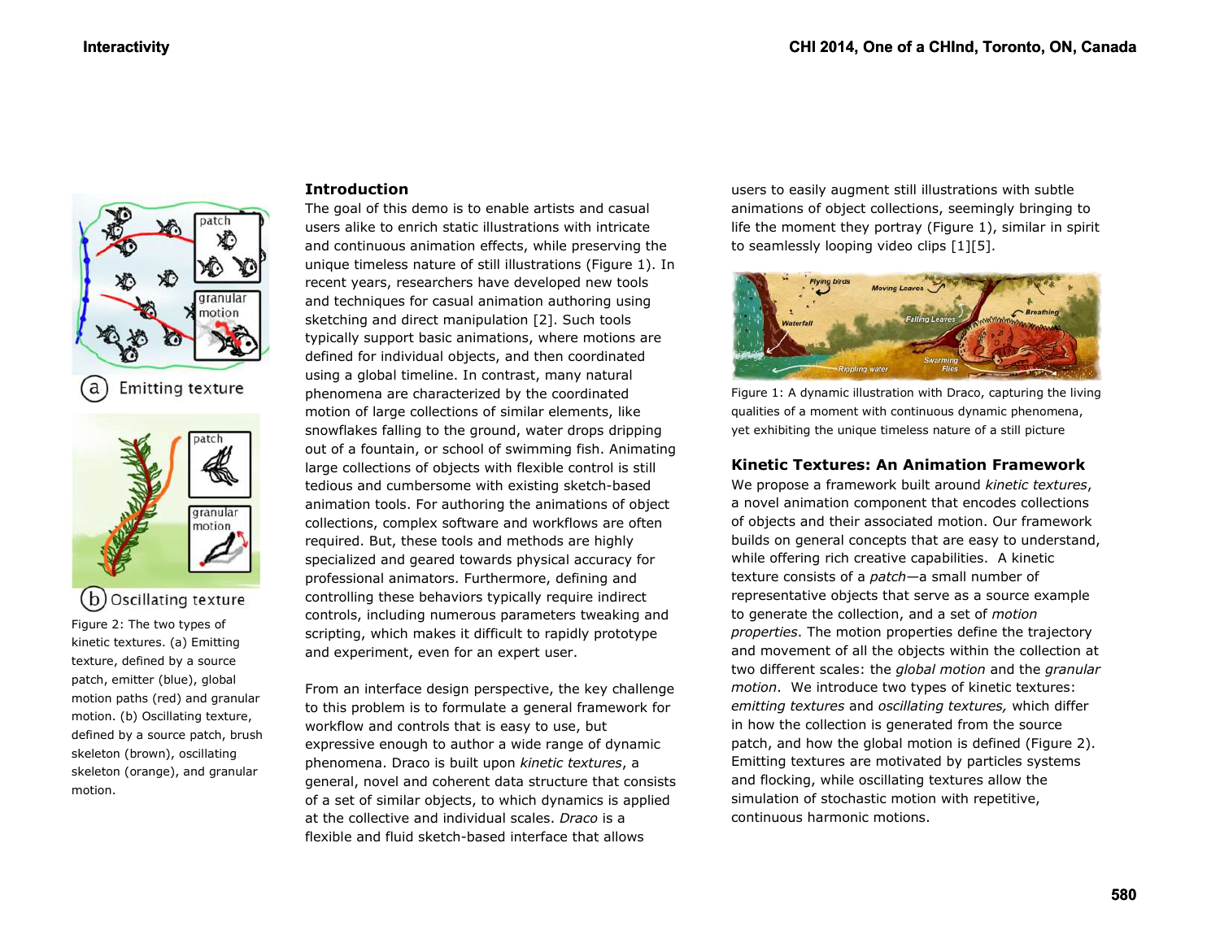Figure 2: The two types of kinetic textures. (a) Emitting texture, defined by a source patch, emitter (blue), global motion paths (red) and granular motion. (b) Oscillating texture, defined by a source patch, brush skeleton (brown), oscillating skeleton (orange), and granular motion.

## Introduction

The goal of this demo is to enable artists and casual users alike to enrich static illustrations with intricate and continuous animation effects, while preserving the unique timeless nature of still illustrations (Figure 1). In recent years, researchers have developed new tools and techniques for casual animation authoring using sketching and direct manipulation [2]. Such tools typically support basic animations, where motions are defined for individual objects, and then coordinated using a global timeline. In contrast, many natural phenomena are characterized by the coordinated motion of large collections of similar elements, like snowflakes falling to the ground, water drops dripping out of a fountain, or school of swimming fish. Animating large collections of objects with flexible control is still tedious and cumbersome with existing sketch-based animation tools. For authoring the animations of object collections, complex software and workflows are often required. But, these tools and methods are highly specialized and geared towards physical accuracy for professional animators. Furthermore, defining and controlling these behaviors typically require indirect controls, including numerous parameters tweaking and scripting, which makes it difficult to rapidly prototype and experiment, even for an expert user.

From an interface design perspective, the key challenge to this problem is to formulate a general framework for workflow and controls that is easy to use, but expressive enough to author a wide range of dynamic phenomena. Draco is built upon *kinetic textures*, a general, novel and coherent data structure that consists of a set of similar objects, to which dynamics is applied at the collective and individual scales. *Draco* is a flexible and fluid sketch-based interface that allows users to easily augment still illustrations with subtle animations of object collections, seemingly bringing to life the moment they portray (Figure 1), similar in spirit to seamlessly looping video clips [1][5].

Figure 1: A dynamic illustration with Draco, capturing the living qualities of a moment with continuous dynamic phenomena, yet exhibiting the unique timeless nature of a still picture

## Kinetic Textures: An Animation Framework

We propose a framework built around *kinetic textures*, a novel animation component that encodes collections of objects and their associated motion. Our framework builds on general concepts that are easy to understand, while offering rich creative capabilities. A kinetic texture consists of a *patch*—a small number of representative objects that serve as a source example to generate the collection, and a set of *motion properties*. The motion properties define the trajectory and movement of all the objects within the collection at two different scales: the *global motion* and the *granular motion*. We introduce two types of kinetic textures: *emitting textures* and *oscillating textures,* which differ in how the collection is generated from the source patch, and how the global motion is defined (Figure 2). Emitting textures are motivated by particles systems and flocking, while oscillating textures allow the simulation of stochastic motion with repetitive, continuous harmonic motions.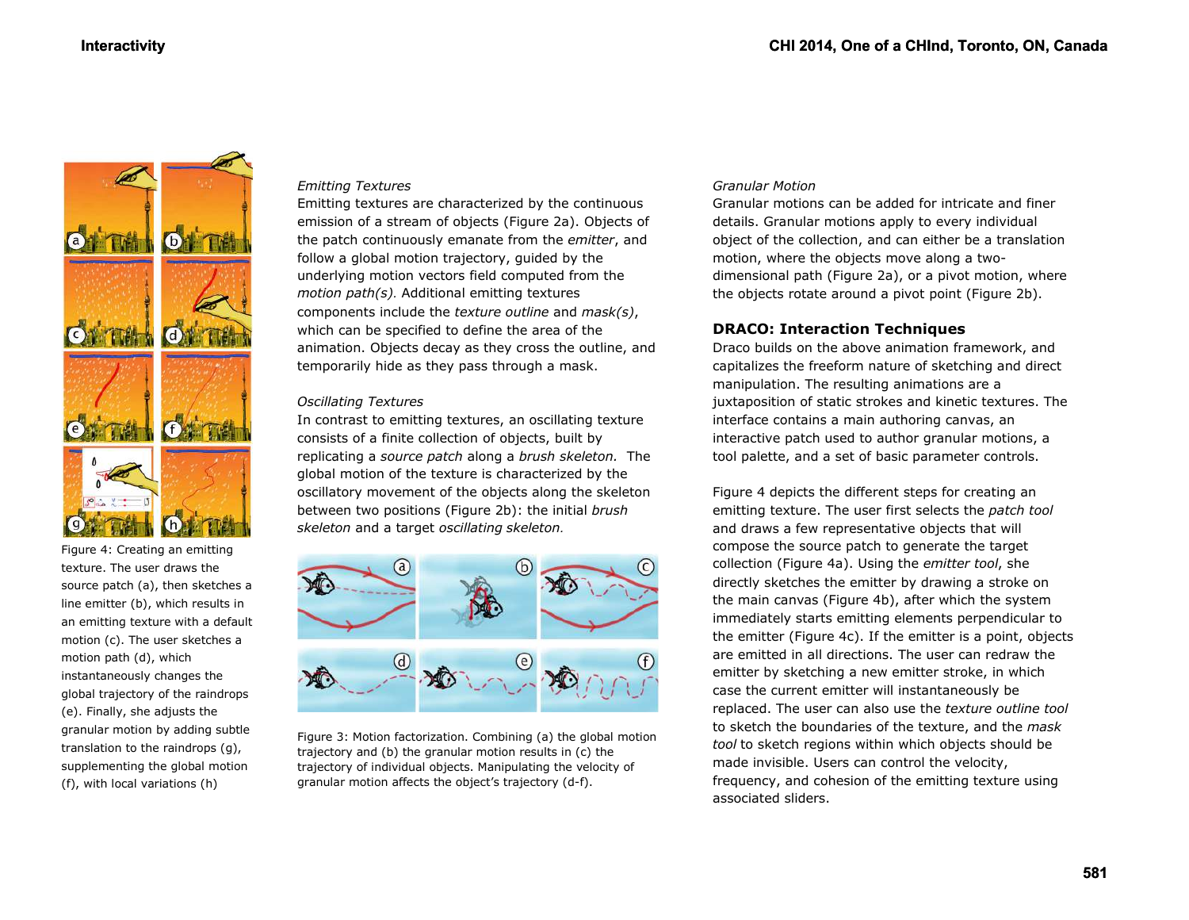Figure 4: Creating an emitting texture. The user draws the source patch (a), then sketches a line emitter (b), which results in an emitting texture with a default motion (c). The user sketches a motion path (d), which instantaneously changes the global trajectory of the raindrops (e). Finally, she adjusts the granular motion by adding subtle translation to the raindrops (g), supplementing the global motion (f), with local variations (h)

*Emitting Textures*

Emitting textures are characterized by the continuous emission of a stream of objects (Figure 2a). Objects of the patch continuously emanate from the *emitter*, and follow a global motion trajectory, guided by the underlying motion vectors field computed from the *motion path(s).* Additional emitting textures components include the *texture outline* and *mask(s)*, which can be specified to define the area of the animation. Objects decay as they cross the outline, and temporarily hide as they pass through a mask.

*Oscillating Textures*

In contrast to emitting textures, an oscillating texture consists of a finite collection of objects, built by replicating a *source patch* along a *brush skeleton.* The global motion of the texture is characterized by the oscillatory movement of the objects along the skeleton between two positions (Figure 2b): the initial *brush skeleton* and a target *oscillating skeleton*.

Figure 3: Motion factorization. Combining (a) the global motion trajectory and (b) the granular motion results in (c) the trajectory of individual objects. Manipulating the velocity of granular motion affects the object's trajectory (d-f).

*Granular Motion*

Granular motions can be added for intricate and finer details. Granular motions apply to every individual object of the collection, and can either be a translation motion, where the objects move along a two-dimensional path (Figure 2a), or a pivot motion, where the objects rotate around a pivot point (Figure 2b).

## DRACO: Interaction Techniques

Draco builds on the above animation framework, and capitalizes the freeform nature of sketching and direct manipulation. The resulting animations are a juxtaposition of static strokes and kinetic textures. The interface contains a main authoring canvas, an interactive patch used to author granular motions, a tool palette, and a set of basic parameter controls.

Figure 4 depicts the different steps for creating an emitting texture. The user first selects the *patch tool* and draws a few representative objects that will compose the source patch to generate the target collection (Figure 4a). Using the *emitter tool*, she directly sketches the emitter by drawing a stroke on the main canvas (Figure 4b), after which the system immediately starts emitting elements perpendicular to the emitter (Figure 4c). If the emitter is a point, objects are emitted in all directions. The user can redraw the emitter by sketching a new emitter stroke, in which case the current emitter will instantaneously be replaced. The user can also use the *texture outline tool* to sketch the boundaries of the texture, and the *mask tool* to sketch regions within which objects should be made invisible. Users can control the velocity, frequency, and cohesion of the emitting texture using associated sliders.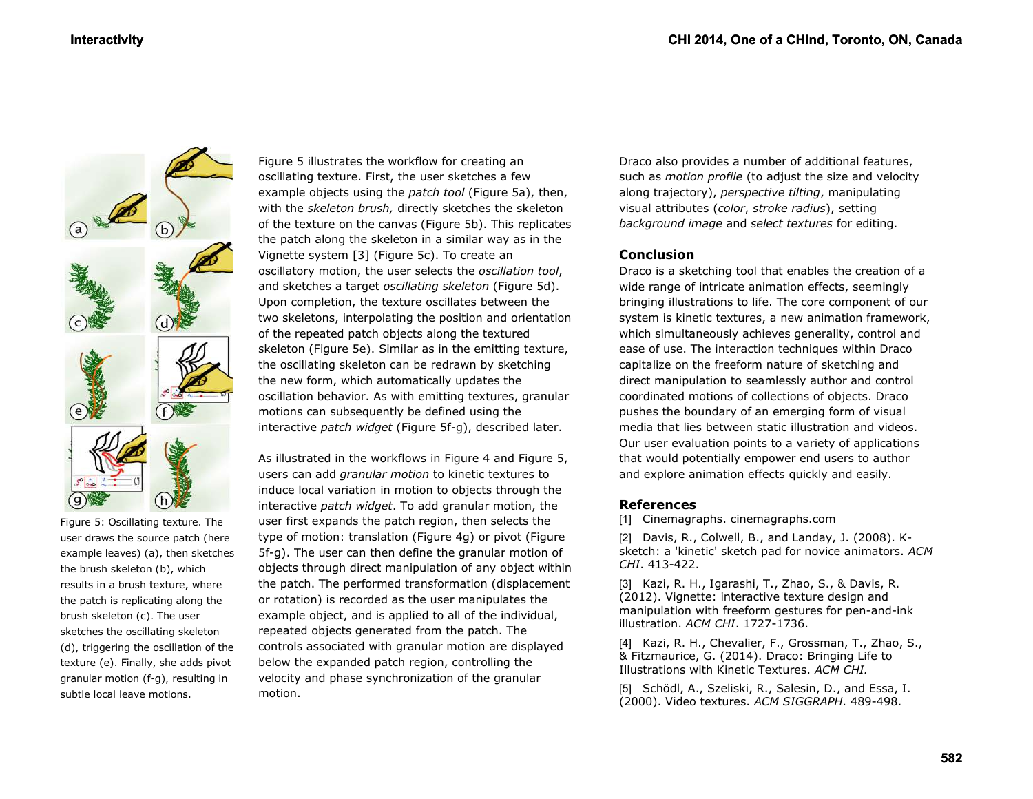Figure 5: Oscillating texture. The user draws the source patch (here example leaves) (a), then sketches the brush skeleton (b), which results in a brush texture, where the patch is replicating along the brush skeleton (c). The user sketches the oscillating skeleton (d), triggering the oscillation of the texture (e). Finally, she adds pivot granular motion (f-g), resulting in subtle local leave motions.

Figure 5 illustrates the workflow for creating an oscillating texture. First, the user sketches a few example objects using the *patch tool* (Figure 5a), then, with the *skeleton brush,* directly sketches the skeleton of the texture on the canvas (Figure 5b). This replicates the patch along the skeleton in a similar way as in the Vignette system [3] (Figure 5c). To create an oscillatory motion, the user selects the *oscillation tool*, and sketches a target *oscillating skeleton* (Figure 5d). Upon completion, the texture oscillates between the two skeletons, interpolating the position and orientation of the repeated patch objects along the textured skeleton (Figure 5e). Similar as in the emitting texture, the oscillating skeleton can be redrawn by sketching the new form, which automatically updates the oscillation behavior. As with emitting textures, granular motions can subsequently be defined using the interactive *patch widget* (Figure 5f-g), described later.

As illustrated in the workflows in Figure 4 and Figure 5, users can add *granular motion* to kinetic textures to induce local variation in motion to objects through the interactive *patch widget*. To add granular motion, the user first expands the patch region, then selects the type of motion: translation (Figure 4g) or pivot (Figure 5f-g). The user can then define the granular motion of objects through direct manipulation of any object within the patch. The performed transformation (displacement or rotation) is recorded as the user manipulates the example object, and is applied to all of the individual, repeated objects generated from the patch. The controls associated with granular motion are displayed below the expanded patch region, controlling the velocity and phase synchronization of the granular motion.

Draco also provides a number of additional features, such as *motion profile* (to adjust the size and velocity along trajectory), *perspective tilting*, manipulating visual attributes (*color*, *stroke radius*), setting *background image* and *select textures* for editing.

## Conclusion

Draco is a sketching tool that enables the creation of a wide range of intricate animation effects, seemingly bringing illustrations to life. The core component of our system is kinetic textures, a new animation framework, which simultaneously achieves generality, control and ease of use. The interaction techniques within Draco capitalize on the freeform nature of sketching and direct manipulation to seamlessly author and control coordinated motions of collections of objects. Draco pushes the boundary of an emerging form of visual media that lies between static illustration and videos. Our user evaluation points to a variety of applications that would potentially empower end users to author and explore animation effects quickly and easily.

## References

[1] Cinemagraphs. cinemagraphs.com

[2] Davis, R., Colwell, B., and Landay, J. (2008). K-sketch: a 'kinetic' sketch pad for novice animators. *ACM CHI*. 413-422.

[3] Kazi, R. H., Igarashi, T., Zhao, S., & Davis, R. (2012). Vignette: interactive texture design and manipulation with freeform gestures for pen-and-ink illustration. *ACM CHI*. 1727-1736.

[4] Kazi, R. H., Chevalier, F., Grossman, T., Zhao, S., & Fitzmaurice, G. (2014). Draco: Bringing Life to Illustrations with Kinetic Textures. *ACM CHI.*

[5] Schödl, A., Szeliski, R., Salesin, D., and Essa, I. (2000). Video textures. *ACM SIGGRAPH*. 489-498.